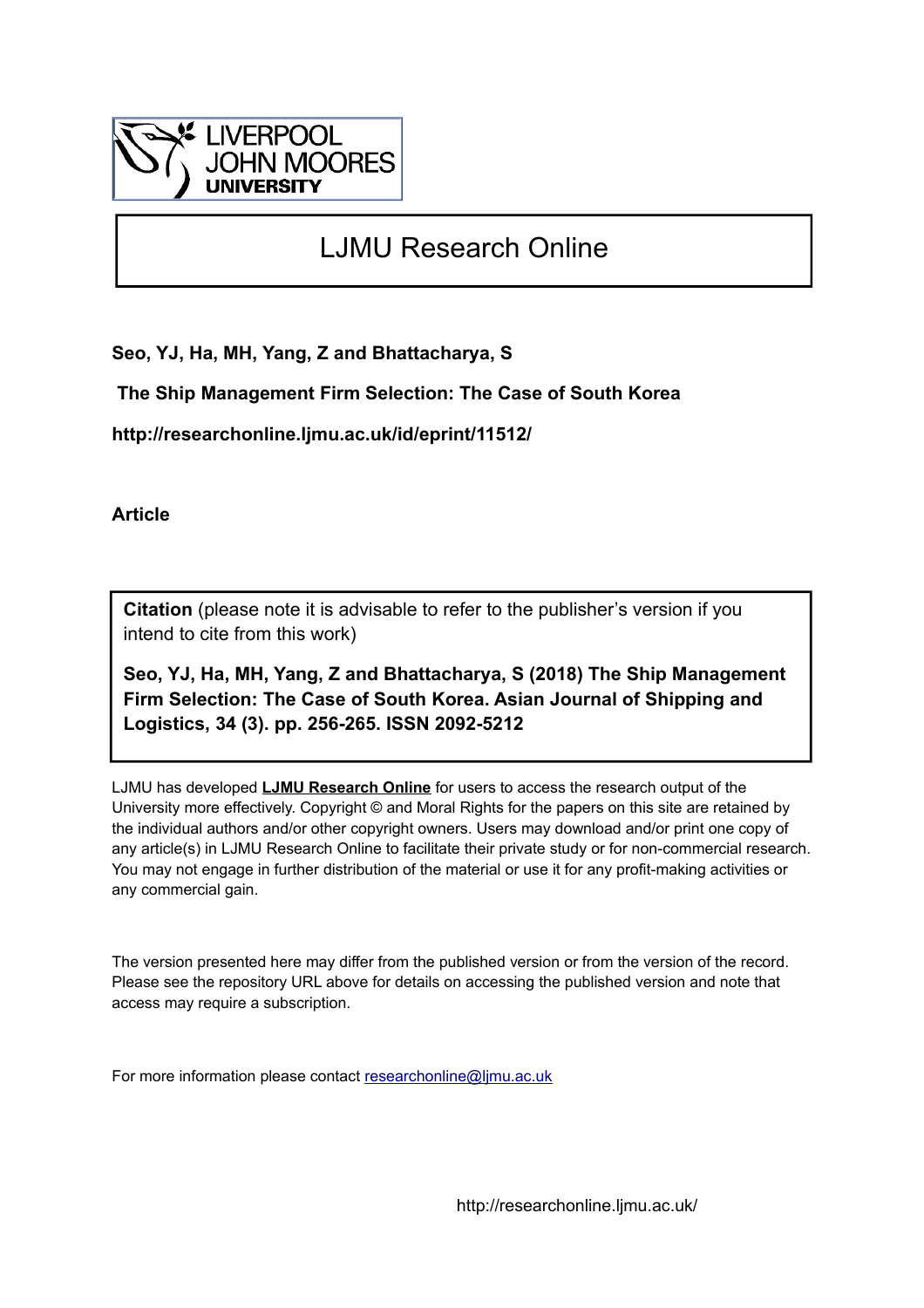LIVERPOOL JOHN MOORES UNIVERSITY

# LJMU Research Online

**Seo, YJ, Ha, MH, Yang, Z and Bhattacharya, S**

**The Ship Management Firm Selection: The Case of South Korea**

**http://researchonline.ljmu.ac.uk/id/eprint/11512/**

**Article**

**Citation** (please note it is advisable to refer to the publisher's version if you intend to cite from this work)

**Seo, YJ, Ha, MH, Yang, Z and Bhattacharya, S (2018) The Ship Management Firm Selection: The Case of South Korea. Asian Journal of Shipping and Logistics, 34 (3). pp. 256-265. ISSN 2092-5212**

LJMU has developed **LJMU Research Online** for users to access the research output of the University more effectively. Copyright © and Moral Rights for the papers on this site are retained by the individual authors and/or other copyright owners. Users may download and/or print one copy of any article(s) in LJMU Research Online to facilitate their private study or for non-commercial research. You may not engage in further distribution of the material or use it for any profit-making activities or any commercial gain.

The version presented here may differ from the published version or from the version of the record. Please see the repository URL above for details on accessing the published version and note that access may require a subscription.

For more information please contact researchonline@ljmu.ac.uk

http://researchonline.ljmu.ac.uk/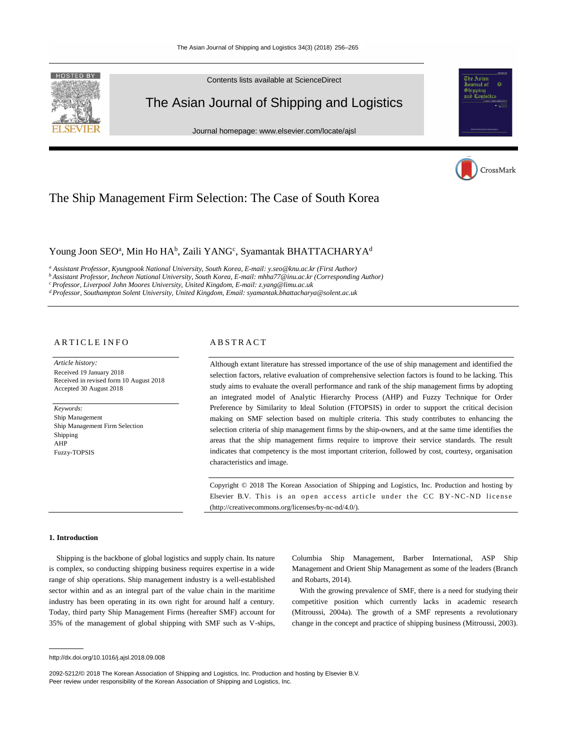# The Ship Management Firm Selection: The Case of South Korea

Young Joon SEO[a], Min Ho HA[b], Zaili YANG[c], Syamantak BHATTACHARYA[d]

[a] *Assistant Professor, Kyungpook National University, South Korea, E-mail: y.seo@knu.ac.kr (First Author)*
[b] *Assistant Professor, Incheon National University, South Korea, E-mail: mhha77@inu.ac.kr (Corresponding Author)*
[c] *Professor, Liverpool John Moores University, United Kingdom, E-mail: z.yang@limu.ac.uk*
[d] *Professor, Southampton Solent University, United Kingdom, Email: syamantak.bhattacharya@solent.ac.uk*

## ARTICLE INFO

*Article history:*
Received 19 January 2018
Received in revised form 10 August 2018
Accepted 30 August 2018

*Keywords:*
Ship Management
Ship Management Firm Selection
Shipping
AHP
Fuzzy-TOPSIS

## ABSTRACT

Although extant literature has stressed importance of the use of ship management and identified the selection factors, relative evaluation of comprehensive selection factors is found to be lacking. This study aims to evaluate the overall performance and rank of the ship management firms by adopting an integrated model of Analytic Hierarchy Process (AHP) and Fuzzy Technique for Order Preference by Similarity to Ideal Solution (FTOPSIS) in order to support the critical decision making on SMF selection based on multiple criteria. This study contributes to enhancing the selection criteria of ship management firms by the ship-owners, and at the same time identifies the areas that the ship management firms require to improve their service standards. The result indicates that competency is the most important criterion, followed by cost, courtesy, organisation characteristics and image.

Copyright © 2018 The Korean Association of Shipping and Logistics, Inc. Production and hosting by Elsevier B.V. This is an open access article under the CC BY-NC-ND license (http://creativecommons.org/licenses/by-nc-nd/4.0/).

## 1. Introduction

Shipping is the backbone of global logistics and supply chain. Its nature is complex, so conducting shipping business requires expertise in a wide range of ship operations. Ship management industry is a well-established sector within and as an integral part of the value chain in the maritime industry has been operating in its own right for around half a century. Today, third party Ship Management Firms (hereafter SMF) account for 35% of the management of global shipping with SMF such as V-ships, Columbia Ship Management, Barber International, ASP Ship Management and Orient Ship Management as some of the leaders (Branch and Robarts, 2014).

With the growing prevalence of SMF, there is a need for studying their competitive position which currently lacks in academic research (Mitroussi, 2004a). The growth of a SMF represents a revolutionary change in the concept and practice of shipping business (Mitroussi, 2003).

http://dx.doi.org/10.1016/j.ajsl.2018.09.008

2092-5212/© 2018 The Korean Association of Shipping and Logistics, Inc. Production and hosting by Elsevier B.V.
Peer review under responsibility of the Korean Association of Shipping and Logistics, Inc.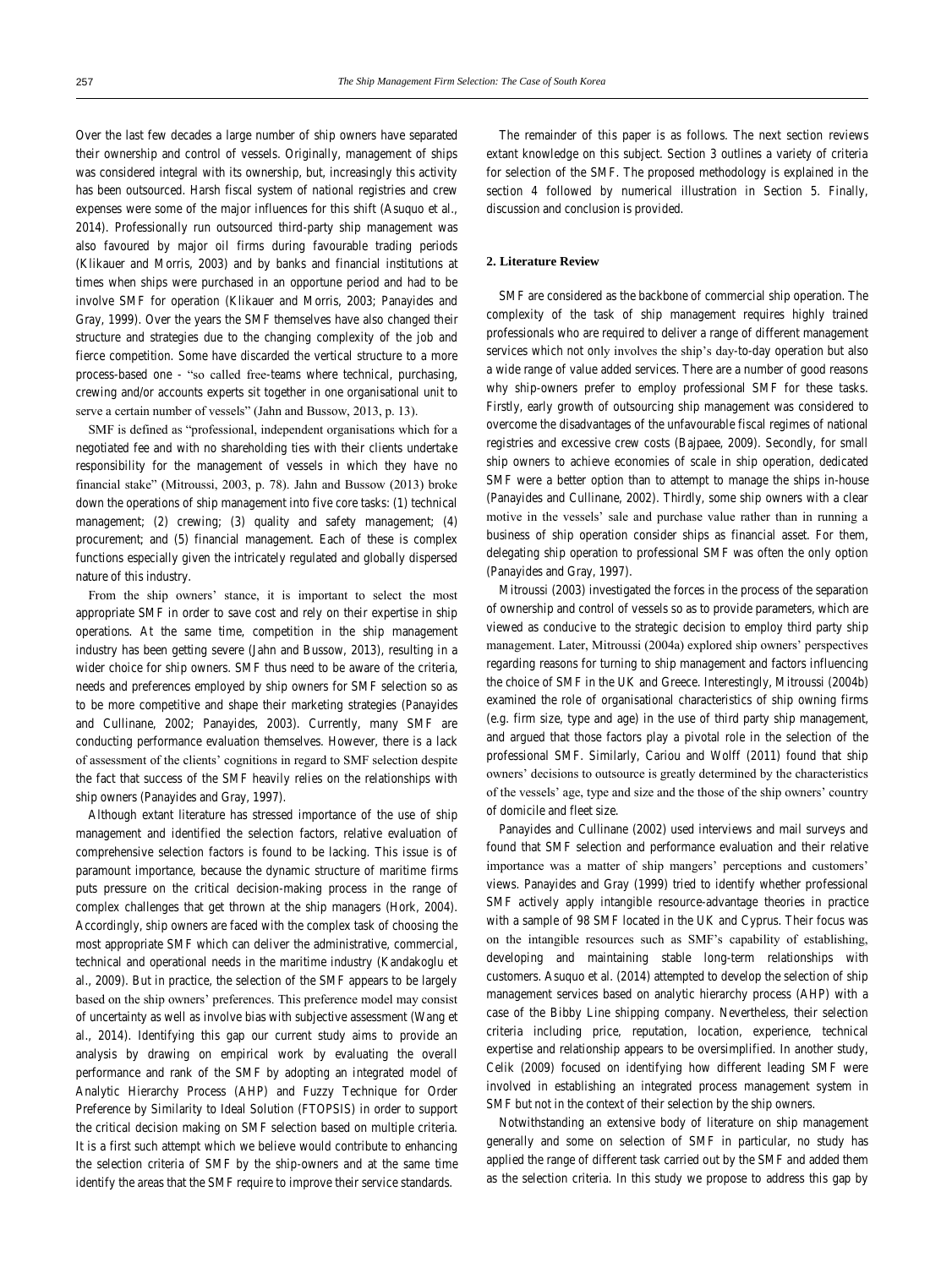Over the last few decades a large number of ship owners have separated their ownership and control of vessels. Originally, management of ships was considered integral with its ownership, but, increasingly this activity has been outsourced. Harsh fiscal system of national registries and crew expenses were some of the major influences for this shift (Asuquo et al., 2014). Professionally run outsourced third-party ship management was also favoured by major oil firms during favourable trading periods (Klikauer and Morris, 2003) and by banks and financial institutions at times when ships were purchased in an opportune period and had to be involve SMF for operation (Klikauer and Morris, 2003; Panayides and Gray, 1999). Over the years the SMF themselves have also changed their structure and strategies due to the changing complexity of the job and fierce competition. Some have discarded the vertical structure to a more process-based one - "so called free-teams where technical, purchasing, crewing and/or accounts experts sit together in one organisational unit to serve a certain number of vessels" (Jahn and Bussow, 2013, p. 13).

SMF is defined as "professional, independent organisations which for a negotiated fee and with no shareholding ties with their clients undertake responsibility for the management of vessels in which they have no financial stake" (Mitroussi, 2003, p. 78). Jahn and Bussow (2013) broke down the operations of ship management into five core tasks: (1) technical management; (2) crewing; (3) quality and safety management; (4) procurement; and (5) financial management. Each of these is complex functions especially given the intricately regulated and globally dispersed nature of this industry.

From the ship owners' stance, it is important to select the most appropriate SMF in order to save cost and rely on their expertise in ship operations. At the same time, competition in the ship management industry has been getting severe (Jahn and Bussow, 2013), resulting in a wider choice for ship owners. SMF thus need to be aware of the criteria, needs and preferences employed by ship owners for SMF selection so as to be more competitive and shape their marketing strategies (Panayides and Cullinane, 2002; Panayides, 2003). Currently, many SMF are conducting performance evaluation themselves. However, there is a lack of assessment of the clients' cognitions in regard to SMF selection despite the fact that success of the SMF heavily relies on the relationships with ship owners (Panayides and Gray, 1997).

Although extant literature has stressed importance of the use of ship management and identified the selection factors, relative evaluation of comprehensive selection factors is found to be lacking. This issue is of paramount importance, because the dynamic structure of maritime firms puts pressure on the critical decision-making process in the range of complex challenges that get thrown at the ship managers (Hork, 2004). Accordingly, ship owners are faced with the complex task of choosing the most appropriate SMF which can deliver the administrative, commercial, technical and operational needs in the maritime industry (Kandakoglu et al., 2009). But in practice, the selection of the SMF appears to be largely based on the ship owners' preferences. This preference model may consist of uncertainty as well as involve bias with subjective assessment (Wang et al., 2014). Identifying this gap our current study aims to provide an analysis by drawing on empirical work by evaluating the overall performance and rank of the SMF by adopting an integrated model of Analytic Hierarchy Process (AHP) and Fuzzy Technique for Order Preference by Similarity to Ideal Solution (FTOPSIS) in order to support the critical decision making on SMF selection based on multiple criteria. It is a first such attempt which we believe would contribute to enhancing the selection criteria of SMF by the ship-owners and at the same time identify the areas that the SMF require to improve their service standards.

The remainder of this paper is as follows. The next section reviews extant knowledge on this subject. Section 3 outlines a variety of criteria for selection of the SMF. The proposed methodology is explained in the section 4 followed by numerical illustration in Section 5. Finally, discussion and conclusion is provided.

## 2. Literature Review

SMF are considered as the backbone of commercial ship operation. The complexity of the task of ship management requires highly trained professionals who are required to deliver a range of different management services which not only involves the ship's day-to-day operation but also a wide range of value added services. There are a number of good reasons why ship-owners prefer to employ professional SMF for these tasks. Firstly, early growth of outsourcing ship management was considered to overcome the disadvantages of the unfavourable fiscal regimes of national registries and excessive crew costs (Bajpaee, 2009). Secondly, for small ship owners to achieve economies of scale in ship operation, dedicated SMF were a better option than to attempt to manage the ships in-house (Panayides and Cullinane, 2002). Thirdly, some ship owners with a clear motive in the vessels' sale and purchase value rather than in running a business of ship operation consider ships as financial asset. For them, delegating ship operation to professional SMF was often the only option (Panayides and Gray, 1997).

Mitroussi (2003) investigated the forces in the process of the separation of ownership and control of vessels so as to provide parameters, which are viewed as conducive to the strategic decision to employ third party ship management. Later, Mitroussi (2004a) explored ship owners' perspectives regarding reasons for turning to ship management and factors influencing the choice of SMF in the UK and Greece. Interestingly, Mitroussi (2004b) examined the role of organisational characteristics of ship owning firms (e.g. firm size, type and age) in the use of third party ship management, and argued that those factors play a pivotal role in the selection of the professional SMF. Similarly, Cariou and Wolff (2011) found that ship owners' decisions to outsource is greatly determined by the characteristics of the vessels' age, type and size and the those of the ship owners' country of domicile and fleet size.

Panayides and Cullinane (2002) used interviews and mail surveys and found that SMF selection and performance evaluation and their relative importance was a matter of ship mangers' perceptions and customers' views. Panayides and Gray (1999) tried to identify whether professional SMF actively apply intangible resource-advantage theories in practice with a sample of 98 SMF located in the UK and Cyprus. Their focus was on the intangible resources such as SMF's capability of establishing, developing and maintaining stable long-term relationships with customers. Asuquo et al. (2014) attempted to develop the selection of ship management services based on analytic hierarchy process (AHP) with a case of the Bibby Line shipping company. Nevertheless, their selection criteria including price, reputation, location, experience, technical expertise and relationship appears to be oversimplified. In another study, Celik (2009) focused on identifying how different leading SMF were involved in establishing an integrated process management system in SMF but not in the context of their selection by the ship owners.

Notwithstanding an extensive body of literature on ship management generally and some on selection of SMF in particular, no study has applied the range of different task carried out by the SMF and added them as the selection criteria. In this study we propose to address this gap by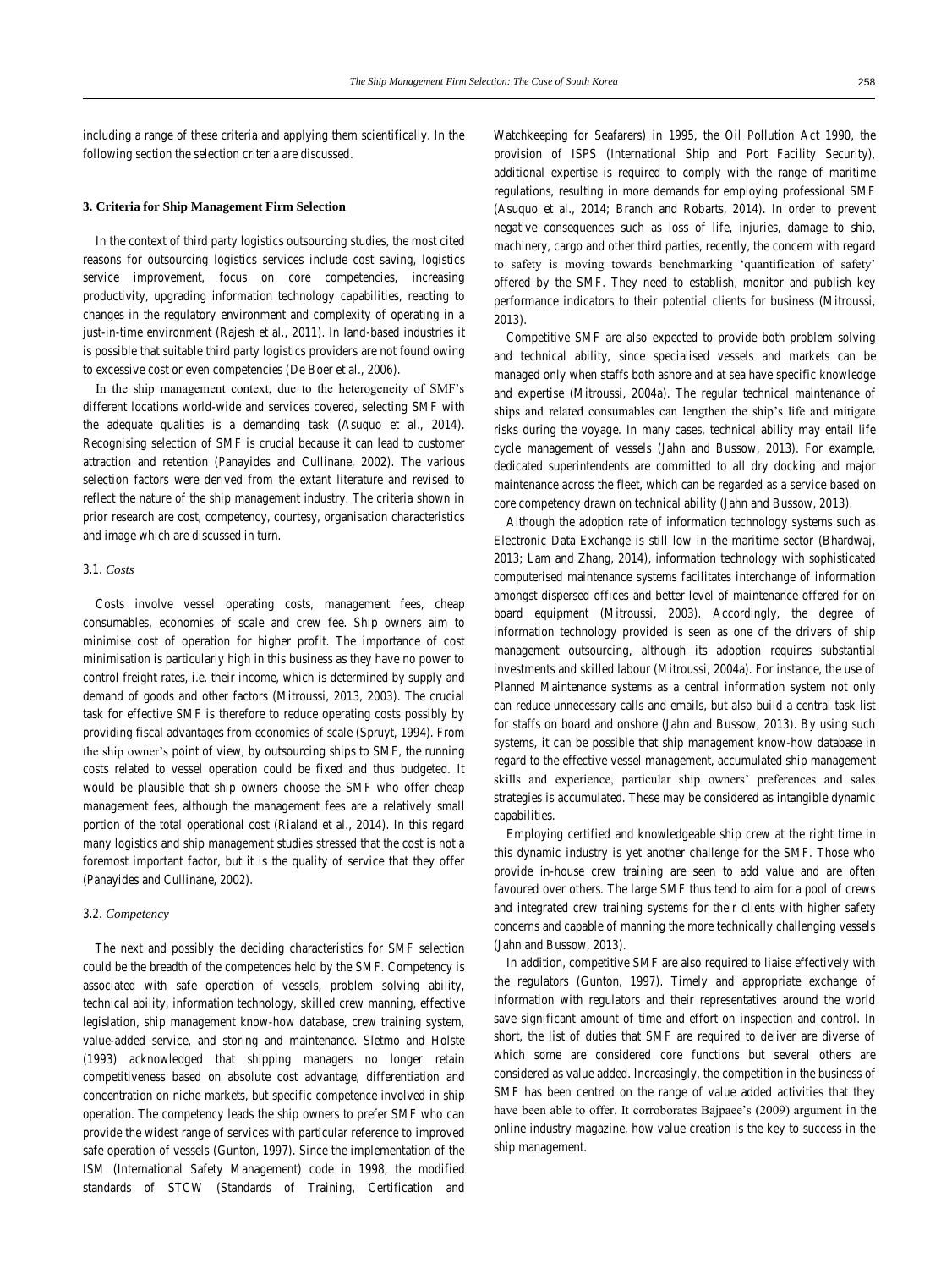including a range of these criteria and applying them scientifically. In the following section the selection criteria are discussed.

## 3. Criteria for Ship Management Firm Selection

In the context of third party logistics outsourcing studies, the most cited reasons for outsourcing logistics services include cost saving, logistics service improvement, focus on core competencies, increasing productivity, upgrading information technology capabilities, reacting to changes in the regulatory environment and complexity of operating in a just-in-time environment (Rajesh et al., 2011). In land-based industries it is possible that suitable third party logistics providers are not found owing to excessive cost or even competencies (De Boer et al., 2006).

In the ship management context, due to the heterogeneity of SMF's different locations world-wide and services covered, selecting SMF with the adequate qualities is a demanding task (Asuquo et al., 2014). Recognising selection of SMF is crucial because it can lead to customer attraction and retention (Panayides and Cullinane, 2002). The various selection factors were derived from the extant literature and revised to reflect the nature of the ship management industry. The criteria shown in prior research are cost, competency, courtesy, organisation characteristics and image which are discussed in turn.

### 3.1. *Costs*

Costs involve vessel operating costs, management fees, cheap consumables, economies of scale and crew fee. Ship owners aim to minimise cost of operation for higher profit. The importance of cost minimisation is particularly high in this business as they have no power to control freight rates, i.e. their income, which is determined by supply and demand of goods and other factors (Mitroussi, 2013, 2003). The crucial task for effective SMF is therefore to reduce operating costs possibly by providing fiscal advantages from economies of scale (Spruyt, 1994). From the ship owner's point of view, by outsourcing ships to SMF, the running costs related to vessel operation could be fixed and thus budgeted. It would be plausible that ship owners choose the SMF who offer cheap management fees, although the management fees are a relatively small portion of the total operational cost (Rialand et al., 2014). In this regard many logistics and ship management studies stressed that the cost is not a foremost important factor, but it is the quality of service that they offer (Panayides and Cullinane, 2002).

### 3.2. *Competency*

The next and possibly the deciding characteristics for SMF selection could be the breadth of the competences held by the SMF. Competency is associated with safe operation of vessels, problem solving ability, technical ability, information technology, skilled crew manning, effective legislation, ship management know-how database, crew training system, value-added service, and storing and maintenance. Sletmo and Holste (1993) acknowledged that shipping managers no longer retain competitiveness based on absolute cost advantage, differentiation and concentration on niche markets, but specific competence involved in ship operation. The competency leads the ship owners to prefer SMF who can provide the widest range of services with particular reference to improved safe operation of vessels (Gunton, 1997). Since the implementation of the ISM (International Safety Management) code in 1998, the modified standards of STCW (Standards of Training, Certification and Watchkeeping for Seafarers) in 1995, the Oil Pollution Act 1990, the provision of ISPS (International Ship and Port Facility Security), additional expertise is required to comply with the range of maritime regulations, resulting in more demands for employing professional SMF (Asuquo et al., 2014; Branch and Robarts, 2014). In order to prevent negative consequences such as loss of life, injuries, damage to ship, machinery, cargo and other third parties, recently, the concern with regard to safety is moving towards benchmarking 'quantification of safety' offered by the SMF. They need to establish, monitor and publish key performance indicators to their potential clients for business (Mitroussi, 2013).

Competitive SMF are also expected to provide both problem solving and technical ability, since specialised vessels and markets can be managed only when staffs both ashore and at sea have specific knowledge and expertise (Mitroussi, 2004a). The regular technical maintenance of ships and related consumables can lengthen the ship's life and mitigate risks during the voyage. In many cases, technical ability may entail life cycle management of vessels (Jahn and Bussow, 2013). For example, dedicated superintendents are committed to all dry docking and major maintenance across the fleet, which can be regarded as a service based on core competency drawn on technical ability (Jahn and Bussow, 2013).

Although the adoption rate of information technology systems such as Electronic Data Exchange is still low in the maritime sector (Bhardwaj, 2013; Lam and Zhang, 2014), information technology with sophisticated computerised maintenance systems facilitates interchange of information amongst dispersed offices and better level of maintenance offered for on board equipment (Mitroussi, 2003). Accordingly, the degree of information technology provided is seen as one of the drivers of ship management outsourcing, although its adoption requires substantial investments and skilled labour (Mitroussi, 2004a). For instance, the use of Planned Maintenance systems as a central information system not only can reduce unnecessary calls and emails, but also build a central task list for staffs on board and onshore (Jahn and Bussow, 2013). By using such systems, it can be possible that ship management know-how database in regard to the effective vessel management, accumulated ship management skills and experience, particular ship owners' preferences and sales strategies is accumulated. These may be considered as intangible dynamic capabilities.

Employing certified and knowledgeable ship crew at the right time in this dynamic industry is yet another challenge for the SMF. Those who provide in-house crew training are seen to add value and are often favoured over others. The large SMF thus tend to aim for a pool of crews and integrated crew training systems for their clients with higher safety concerns and capable of manning the more technically challenging vessels (Jahn and Bussow, 2013).

In addition, competitive SMF are also required to liaise effectively with the regulators (Gunton, 1997). Timely and appropriate exchange of information with regulators and their representatives around the world save significant amount of time and effort on inspection and control. In short, the list of duties that SMF are required to deliver are diverse of which some are considered core functions but several others are considered as value added. Increasingly, the competition in the business of SMF has been centred on the range of value added activities that they have been able to offer. It corroborates Bajpaee's (2009) argument in the online industry magazine, how value creation is the key to success in the ship management.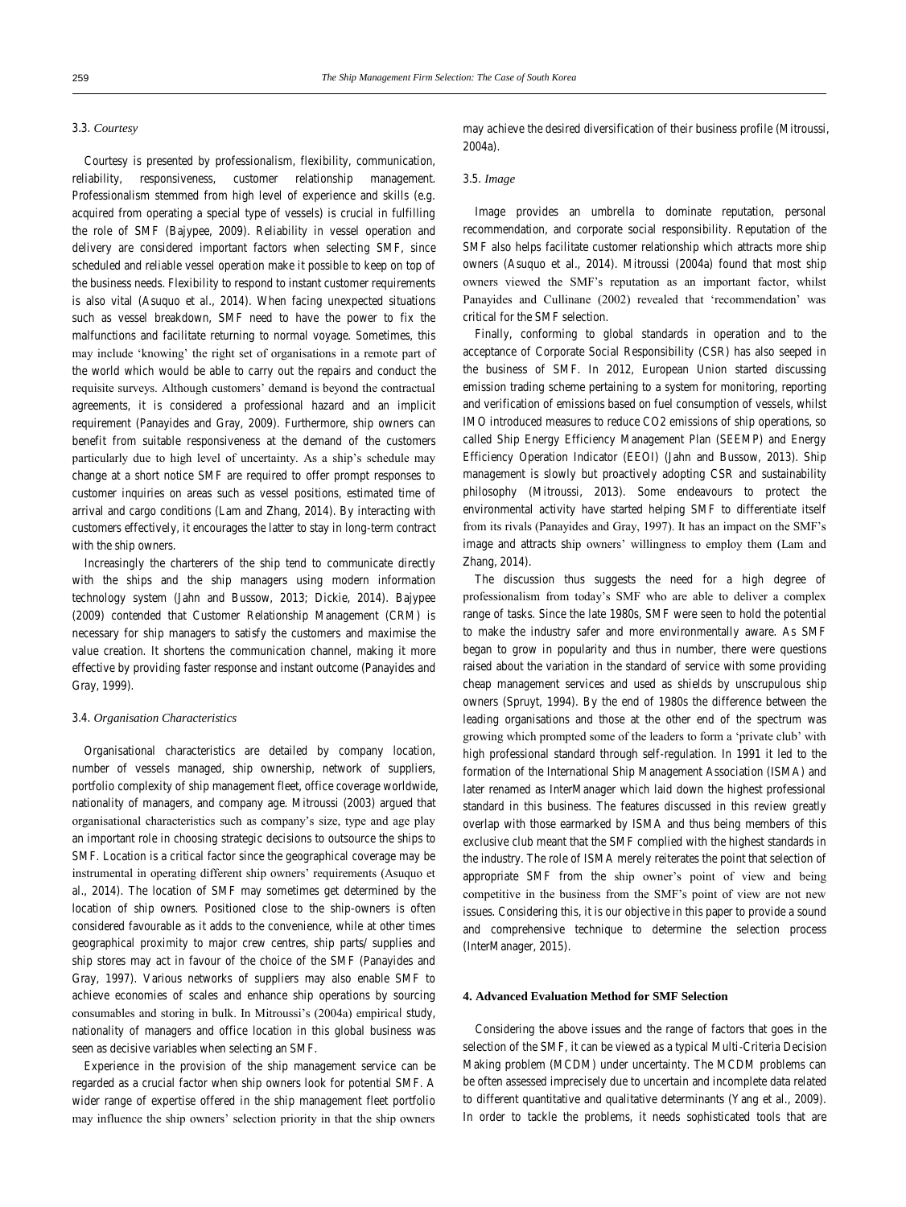### 3.3. *Courtesy*

Courtesy is presented by professionalism, flexibility, communication, reliability, responsiveness, customer relationship management. Professionalism stemmed from high level of experience and skills (e.g. acquired from operating a special type of vessels) is crucial in fulfilling the role of SMF (Bajypee, 2009). Reliability in vessel operation and delivery are considered important factors when selecting SMF, since scheduled and reliable vessel operation make it possible to keep on top of the business needs. Flexibility to respond to instant customer requirements is also vital (Asuquo et al., 2014). When facing unexpected situations such as vessel breakdown, SMF need to have the power to fix the malfunctions and facilitate returning to normal voyage. Sometimes, this may include 'knowing' the right set of organisations in a remote part of the world which would be able to carry out the repairs and conduct the requisite surveys. Although customers' demand is beyond the contractual agreements, it is considered a professional hazard and an implicit requirement (Panayides and Gray, 2009). Furthermore, ship owners can benefit from suitable responsiveness at the demand of the customers particularly due to high level of uncertainty. As a ship's schedule may change at a short notice SMF are required to offer prompt responses to customer inquiries on areas such as vessel positions, estimated time of arrival and cargo conditions (Lam and Zhang, 2014). By interacting with customers effectively, it encourages the latter to stay in long-term contract with the ship owners.

Increasingly the charterers of the ship tend to communicate directly with the ships and the ship managers using modern information technology system (Jahn and Bussow, 2013; Dickie, 2014). Bajypee (2009) contended that Customer Relationship Management (CRM) is necessary for ship managers to satisfy the customers and maximise the value creation. It shortens the communication channel, making it more effective by providing faster response and instant outcome (Panayides and Gray, 1999).

### 3.4. *Organisation Characteristics*

Organisational characteristics are detailed by company location, number of vessels managed, ship ownership, network of suppliers, portfolio complexity of ship management fleet, office coverage worldwide, nationality of managers, and company age. Mitroussi (2003) argued that organisational characteristics such as company's size, type and age play an important role in choosing strategic decisions to outsource the ships to SMF. Location is a critical factor since the geographical coverage may be instrumental in operating different ship owners' requirements (Asuquo et al., 2014). The location of SMF may sometimes get determined by the location of ship owners. Positioned close to the ship-owners is often considered favourable as it adds to the convenience, while at other times geographical proximity to major crew centres, ship parts/ supplies and ship stores may act in favour of the choice of the SMF (Panayides and Gray, 1997). Various networks of suppliers may also enable SMF to achieve economies of scales and enhance ship operations by sourcing consumables and storing in bulk. In Mitroussi's (2004a) empirical study, nationality of managers and office location in this global business was seen as decisive variables when selecting an SMF.

Experience in the provision of the ship management service can be regarded as a crucial factor when ship owners look for potential SMF. A wider range of expertise offered in the ship management fleet portfolio may influence the ship owners' selection priority in that the ship owners may achieve the desired diversification of their business profile (Mitroussi, 2004a).

### 3.5. *Image*

Image provides an umbrella to dominate reputation, personal recommendation, and corporate social responsibility. Reputation of the SMF also helps facilitate customer relationship which attracts more ship owners (Asuquo et al., 2014). Mitroussi (2004a) found that most ship owners viewed the SMF's reputation as an important factor, whilst Panayides and Cullinane (2002) revealed that 'recommendation' was critical for the SMF selection.

Finally, conforming to global standards in operation and to the acceptance of Corporate Social Responsibility (CSR) has also seeped in the business of SMF. In 2012, European Union started discussing emission trading scheme pertaining to a system for monitoring, reporting and verification of emissions based on fuel consumption of vessels, whilst IMO introduced measures to reduce $CO_2$ emissions of ship operations, so called Ship Energy Efficiency Management Plan (SEEMP) and Energy Efficiency Operation Indicator (EEOI) (Jahn and Bussow, 2013). Ship management is slowly but proactively adopting CSR and sustainability philosophy (Mitroussi, 2013). Some endeavours to protect the environmental activity have started helping SMF to differentiate itself from its rivals (Panayides and Gray, 1997). It has an impact on the SMF's image and attracts ship owners' willingness to employ them (Lam and Zhang, 2014).

The discussion thus suggests the need for a high degree of professionalism from today's SMF who are able to deliver a complex range of tasks. Since the late 1980s, SMF were seen to hold the potential to make the industry safer and more environmentally aware. As SMF began to grow in popularity and thus in number, there were questions raised about the variation in the standard of service with some providing cheap management services and used as shields by unscrupulous ship owners (Spruyt, 1994). By the end of 1980s the difference between the leading organisations and those at the other end of the spectrum was growing which prompted some of the leaders to form a 'private club' with high professional standard through self-regulation. In 1991 it led to the formation of the International Ship Management Association (ISMA) and later renamed as InterManager which laid down the highest professional standard in this business. The features discussed in this review greatly overlap with those earmarked by ISMA and thus being members of this exclusive club meant that the SMF complied with the highest standards in the industry. The role of ISMA merely reiterates the point that selection of appropriate SMF from the ship owner's point of view and being competitive in the business from the SMF's point of view are not new issues. Considering this, it is our objective in this paper to provide a sound and comprehensive technique to determine the selection process (InterManager, 2015).

## 4. Advanced Evaluation Method for SMF Selection

Considering the above issues and the range of factors that goes in the selection of the SMF, it can be viewed as a typical Multi-Criteria Decision Making problem (MCDM) under uncertainty. The MCDM problems can be often assessed imprecisely due to uncertain and incomplete data related to different quantitative and qualitative determinants (Yang et al., 2009). In order to tackle the problems, it needs sophisticated tools that are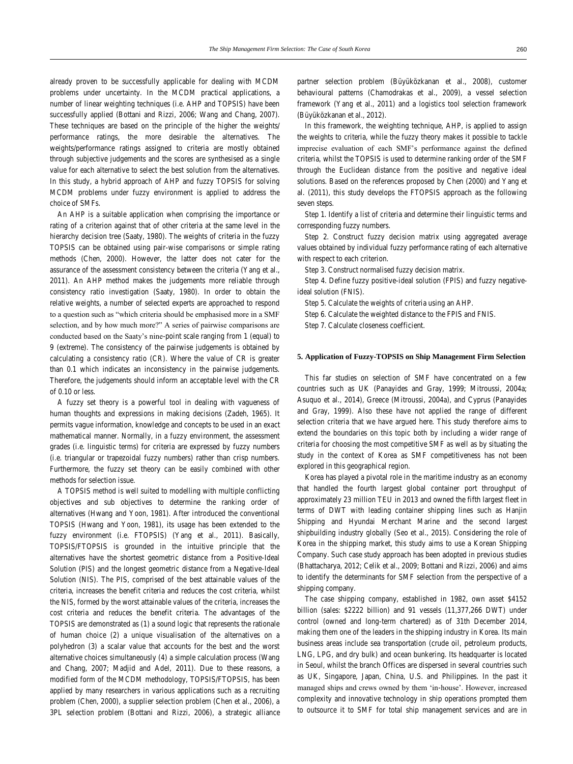already proven to be successfully applicable for dealing with MCDM problems under uncertainty. In the MCDM practical applications, a number of linear weighting techniques (i.e. AHP and TOPSIS) have been successfully applied (Bottani and Rizzi, 2006; Wang and Chang, 2007). These techniques are based on the principle of the higher the weights/ performance ratings, the more desirable the alternatives. The weights/performance ratings assigned to criteria are mostly obtained through subjective judgements and the scores are synthesised as a single value for each alternative to select the best solution from the alternatives. In this study, a hybrid approach of AHP and fuzzy TOPSIS for solving MCDM problems under fuzzy environment is applied to address the choice of SMFs.

An AHP is a suitable application when comprising the importance or rating of a criterion against that of other criteria at the same level in the hierarchy decision tree (Saaty, 1980). The weights of criteria in the fuzzy TOPSIS can be obtained using pair-wise comparisons or simple rating methods (Chen, 2000). However, the latter does not cater for the assurance of the assessment consistency between the criteria (Yang et al., 2011). An AHP method makes the judgements more reliable through consistency ratio investigation (Saaty, 1980). In order to obtain the relative weights, a number of selected experts are approached to respond to a question such as "which criteria should be emphasised more in a SMF selection, and by how much more?" A series of pairwise comparisons are conducted based on the Saaty's nine-point scale ranging from 1 (equal) to 9 (extreme). The consistency of the pairwise judgements is obtained by calculating a consistency ratio (CR). Where the value of CR is greater than 0.1 which indicates an inconsistency in the pairwise judgements. Therefore, the judgements should inform an acceptable level with the CR of 0.10 or less.

A fuzzy set theory is a powerful tool in dealing with vagueness of human thoughts and expressions in making decisions (Zadeh, 1965). It permits vague information, knowledge and concepts to be used in an exact mathematical manner. Normally, in a fuzzy environment, the assessment grades (i.e. linguistic terms) for criteria are expressed by fuzzy numbers (i.e. triangular or trapezoidal fuzzy numbers) rather than crisp numbers. Furthermore, the fuzzy set theory can be easily combined with other methods for selection issue.

A TOPSIS method is well suited to modelling with multiple conflicting objectives and sub objectives to determine the ranking order of alternatives (Hwang and Yoon, 1981). After introduced the conventional TOPSIS (Hwang and Yoon, 1981), its usage has been extended to the fuzzy environment (i.e. FTOPSIS) (Yang et al., 2011). Basically, TOPSIS/FTOPSIS is grounded in the intuitive principle that the alternatives have the shortest geometric distance from a Positive-Ideal Solution (PIS) and the longest geometric distance from a Negative-Ideal Solution (NIS). The PIS, comprised of the best attainable values of the criteria, increases the benefit criteria and reduces the cost criteria, whilst the NIS, formed by the worst attainable values of the criteria, increases the cost criteria and reduces the benefit criteria. The advantages of the TOPSIS are demonstrated as (1) a sound logic that represents the rationale of human choice (2) a unique visualisation of the alternatives on a polyhedron (3) a scalar value that accounts for the best and the worst alternative choices simultaneously (4) a simple calculation process (Wang and Chang, 2007; Madjid and Adel, 2011). Due to these reasons, a modified form of the MCDM methodology, TOPSIS/FTOPSIS, has been applied by many researchers in various applications such as a recruiting problem (Chen, 2000), a supplier selection problem (Chen et al., 2006), a 3PL selection problem (Bottani and Rizzi, 2006), a strategic alliance partner selection problem (Büyüközkanan et al., 2008), customer behavioural patterns (Chamodrakas et al., 2009), a vessel selection framework (Yang et al., 2011) and a logistics tool selection framework (Büyüközkanan et al., 2012).

In this framework, the weighting technique, AHP, is applied to assign the weights to criteria, while the fuzzy theory makes it possible to tackle imprecise evaluation of each SMF's performance against the defined criteria, whilst the TOPSIS is used to determine ranking order of the SMF through the Euclidean distance from the positive and negative ideal solutions. Based on the references proposed by Chen (2000) and Yang et al. (2011), this study develops the FTOPSIS approach as the following seven steps.

Step 1. Identify a list of criteria and determine their linguistic terms and corresponding fuzzy numbers.

Step 2. Construct fuzzy decision matrix using aggregated average values obtained by individual fuzzy performance rating of each alternative with respect to each criterion.

Step 3. Construct normalised fuzzy decision matrix.

Step 4. Define fuzzy positive-ideal solution (FPIS) and fuzzy negative-ideal solution (FNIS).

Step 5. Calculate the weights of criteria using an AHP.

Step 6. Calculate the weighted distance to the FPIS and FNIS.

Step 7. Calculate closeness coefficient.

## 5. Application of Fuzzy-TOPSIS on Ship Management Firm Selection

This far studies on selection of SMF have concentrated on a few countries such as UK (Panayides and Gray, 1999; Mitroussi, 2004a; Asuquo et al., 2014), Greece (Mitroussi, 2004a), and Cyprus (Panayides and Gray, 1999). Also these have not applied the range of different selection criteria that we have argued here. This study therefore aims to extend the boundaries on this topic both by including a wider range of criteria for choosing the most competitive SMF as well as by situating the study in the context of Korea as SMF competitiveness has not been explored in this geographical region.

Korea has played a pivotal role in the maritime industry as an economy that handled the fourth largest global container port throughput of approximately 23 million TEU in 2013 and owned the fifth largest fleet in terms of DWT with leading container shipping lines such as Hanjin Shipping and Hyundai Merchant Marine and the second largest shipbuilding industry globally (Seo et al., 2015). Considering the role of Korea in the shipping market, this study aims to use a Korean Shipping Company. Such case study approach has been adopted in previous studies (Bhattacharya, 2012; Celik et al., 2009; Bottani and Rizzi, 2006) and aims to identify the determinants for SMF selection from the perspective of a shipping company.

The case shipping company, established in 1982, own asset $4152 billion (sales: $2222 billion) and 91 vessels (11,377,266 DWT) under control (owned and long-term chartered) as of 31th December 2014, making them one of the leaders in the shipping industry in Korea. Its main business areas include sea transportation (crude oil, petroleum products, LNG, LPG, and dry bulk) and ocean bunkering. Its headquarter is located in Seoul, whilst the branch Offices are dispersed in several countries such as UK, Singapore, Japan, China, U.S. and Philippines. In the past it managed ships and crews owned by them 'in-house'. However, increased complexity and innovative technology in ship operations prompted them to outsource it to SMF for total ship management services and are in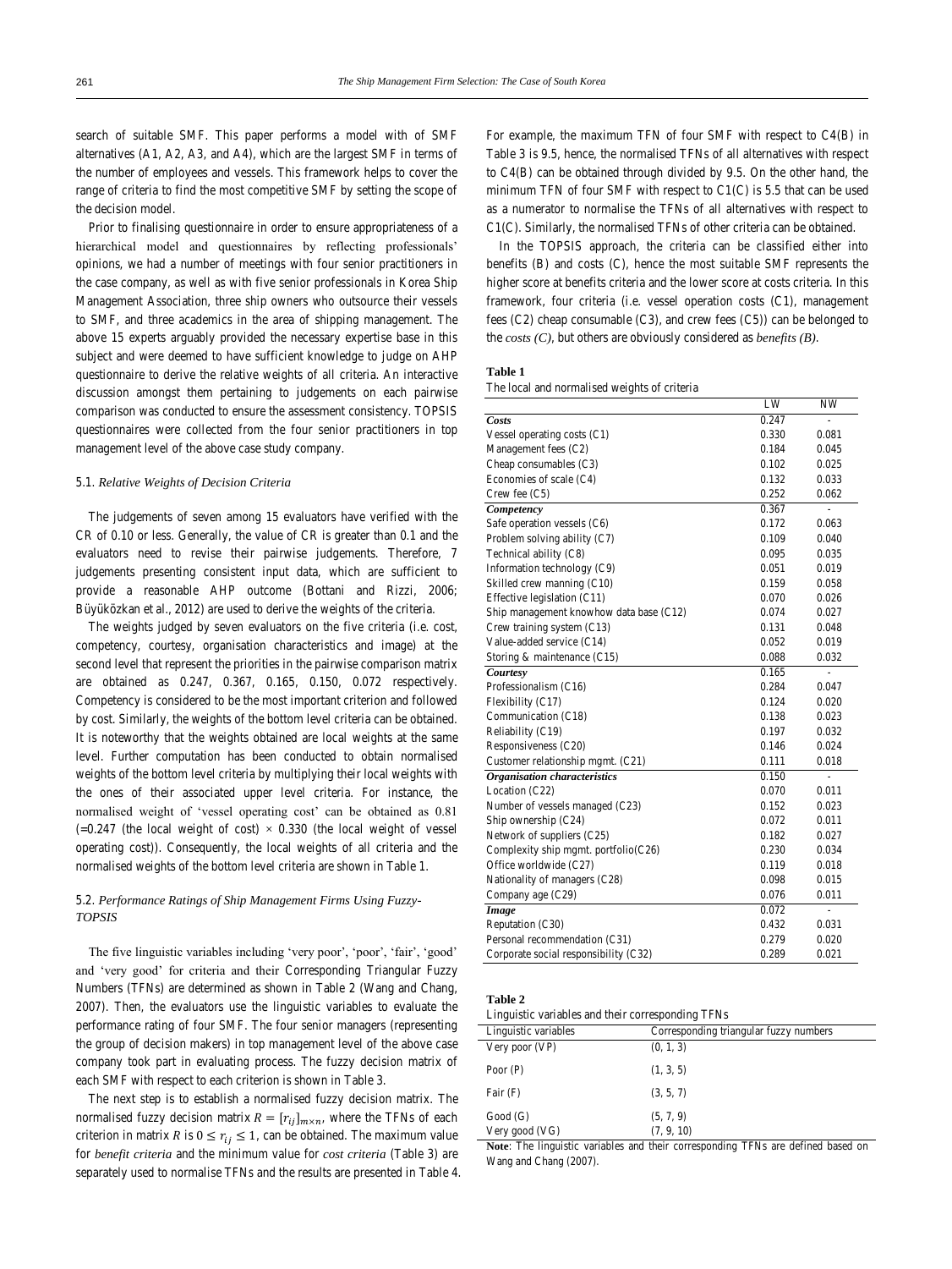search of suitable SMF. This paper performs a model with of SMF alternatives (A1, A2, A3, and A4), which are the largest SMF in terms of the number of employees and vessels. This framework helps to cover the range of criteria to find the most competitive SMF by setting the scope of the decision model.

Prior to finalising questionnaire in order to ensure appropriateness of a hierarchical model and questionnaires by reflecting professionals' opinions, we had a number of meetings with four senior practitioners in the case company, as well as with five senior professionals in Korea Ship Management Association, three ship owners who outsource their vessels to SMF, and three academics in the area of shipping management. The above 15 experts arguably provided the necessary expertise base in this subject and were deemed to have sufficient knowledge to judge on AHP questionnaire to derive the relative weights of all criteria. An interactive discussion amongst them pertaining to judgements on each pairwise comparison was conducted to ensure the assessment consistency. TOPSIS questionnaires were collected from the four senior practitioners in top management level of the above case study company.

### 5.1. *Relative Weights of Decision Criteria*

The judgements of seven among 15 evaluators have verified with the CR of 0.10 or less. Generally, the value of CR is greater than 0.1 and the evaluators need to revise their pairwise judgements. Therefore, 7 judgements presenting consistent input data, which are sufficient to provide a reasonable AHP outcome (Bottani and Rizzi, 2006; Büyüközkan et al., 2012) are used to derive the weights of the criteria.

The weights judged by seven evaluators on the five criteria (i.e. cost, competency, courtesy, organisation characteristics and image) at the second level that represent the priorities in the pairwise comparison matrix are obtained as 0.247, 0.367, 0.165, 0.150, 0.072 respectively. Competency is considered to be the most important criterion and followed by cost. Similarly, the weights of the bottom level criteria can be obtained. It is noteworthy that the weights obtained are local weights at the same level. Further computation has been conducted to obtain normalised weights of the bottom level criteria by multiplying their local weights with the ones of their associated upper level criteria. For instance, the normalised weight of 'vessel operating cost' can be obtained as 0.81 (=0.247 (the local weight of cost) × 0.330 (the local weight of vessel operating cost)). Consequently, the local weights of all criteria and the normalised weights of the bottom level criteria are shown in Table 1.

### 5.2. *Performance Ratings of Ship Management Firms Using Fuzzy-TOPSIS*

The five linguistic variables including 'very poor', 'poor', 'fair', 'good' and 'very good' for criteria and their Corresponding Triangular Fuzzy Numbers (TFNs) are determined as shown in Table 2 (Wang and Chang, 2007). Then, the evaluators use the linguistic variables to evaluate the performance rating of four SMF. The four senior managers (representing the group of decision makers) in top management level of the above case company took part in evaluating process. The fuzzy decision matrix of each SMF with respect to each criterion is shown in Table 3.

The next step is to establish a normalised fuzzy decision matrix. The normalised fuzzy decision matrix $R = [r_{ij}]_{m \times n}$, where the TFNs of each criterion in matrix $R$ is $0 \leq r_{ij} \leq 1$, can be obtained. The maximum value for *benefit criteria* and the minimum value for *cost criteria* (Table 3) are separately used to normalise TFNs and the results are presented in Table 4. For example, the maximum TFN of four SMF with respect to C4(B) in Table 3 is 9.5, hence, the normalised TFNs of all alternatives with respect to C4(B) can be obtained through divided by 9.5. On the other hand, the minimum TFN of four SMF with respect to C1(C) is 5.5 that can be used as a numerator to normalise the TFNs of all alternatives with respect to C1(C). Similarly, the normalised TFNs of other criteria can be obtained.

In the TOPSIS approach, the criteria can be classified either into benefits (B) and costs (C), hence the most suitable SMF represents the higher score at benefits criteria and the lower score at costs criteria. In this framework, four criteria (i.e. vessel operation costs (C1), management fees (C2) cheap consumable (C3), and crew fees (C5)) can be belonged to the *costs (C)*, but others are obviously considered as *benefits (B)*.

**Table 1**

The local and normalised weights of criteria

| | LW | NW |
|---|---|---|
| ***Costs*** | 0.247 | - |
| Vessel operating costs (C1) | 0.330 | 0.081 |
| Management fees (C2) | 0.184 | 0.045 |
| Cheap consumables (C3) | 0.102 | 0.025 |
| Economies of scale (C4) | 0.132 | 0.033 |
| Crew fee (C5) | 0.252 | 0.062 |
| ***Competency*** | 0.367 | - |
| Safe operation vessels (C6) | 0.172 | 0.063 |
| Problem solving ability (C7) | 0.109 | 0.040 |
| Technical ability (C8) | 0.095 | 0.035 |
| Information technology (C9) | 0.051 | 0.019 |
| Skilled crew manning (C10) | 0.159 | 0.058 |
| Effective legislation (C11) | 0.070 | 0.026 |
| Ship management knowhow data base (C12) | 0.074 | 0.027 |
| Crew training system (C13) | 0.131 | 0.048 |
| Value-added service (C14) | 0.052 | 0.019 |
| Storing & maintenance (C15) | 0.088 | 0.032 |
| ***Courtesy*** | 0.165 | - |
| Professionalism (C16) | 0.284 | 0.047 |
| Flexibility (C17) | 0.124 | 0.020 |
| Communication (C18) | 0.138 | 0.023 |
| Reliability (C19) | 0.197 | 0.032 |
| Responsiveness (C20) | 0.146 | 0.024 |
| Customer relationship mgmt. (C21) | 0.111 | 0.018 |
| ***Organisation characteristics*** | 0.150 | - |
| Location (C22) | 0.070 | 0.011 |
| Number of vessels managed (C23) | 0.152 | 0.023 |
| Ship ownership (C24) | 0.072 | 0.011 |
| Network of suppliers (C25) | 0.182 | 0.027 |
| Complexity ship mgmt. portfolio(C26) | 0.230 | 0.034 |
| Office worldwide (C27) | 0.119 | 0.018 |
| Nationality of managers (C28) | 0.098 | 0.015 |
| Company age (C29) | 0.076 | 0.011 |
| ***Image*** | 0.072 | - |
| Reputation (C30) | 0.432 | 0.031 |
| Personal recommendation (C31) | 0.279 | 0.020 |
| Corporate social responsibility (C32) | 0.289 | 0.021 |

**Table 2**

Linguistic variables and their corresponding TFNs

| Linguistic variables | Corresponding triangular fuzzy numbers |
|---|---|
| Very poor (VP) | (0, 1, 3) |
| Poor (P) | (1, 3, 5) |
| Fair (F) | (3, 5, 7) |
| Good (G) | (5, 7, 9) |
| Very good (VG) | (7, 9, 10) |

**Note**: The linguistic variables and their corresponding TFNs are defined based on Wang and Chang (2007).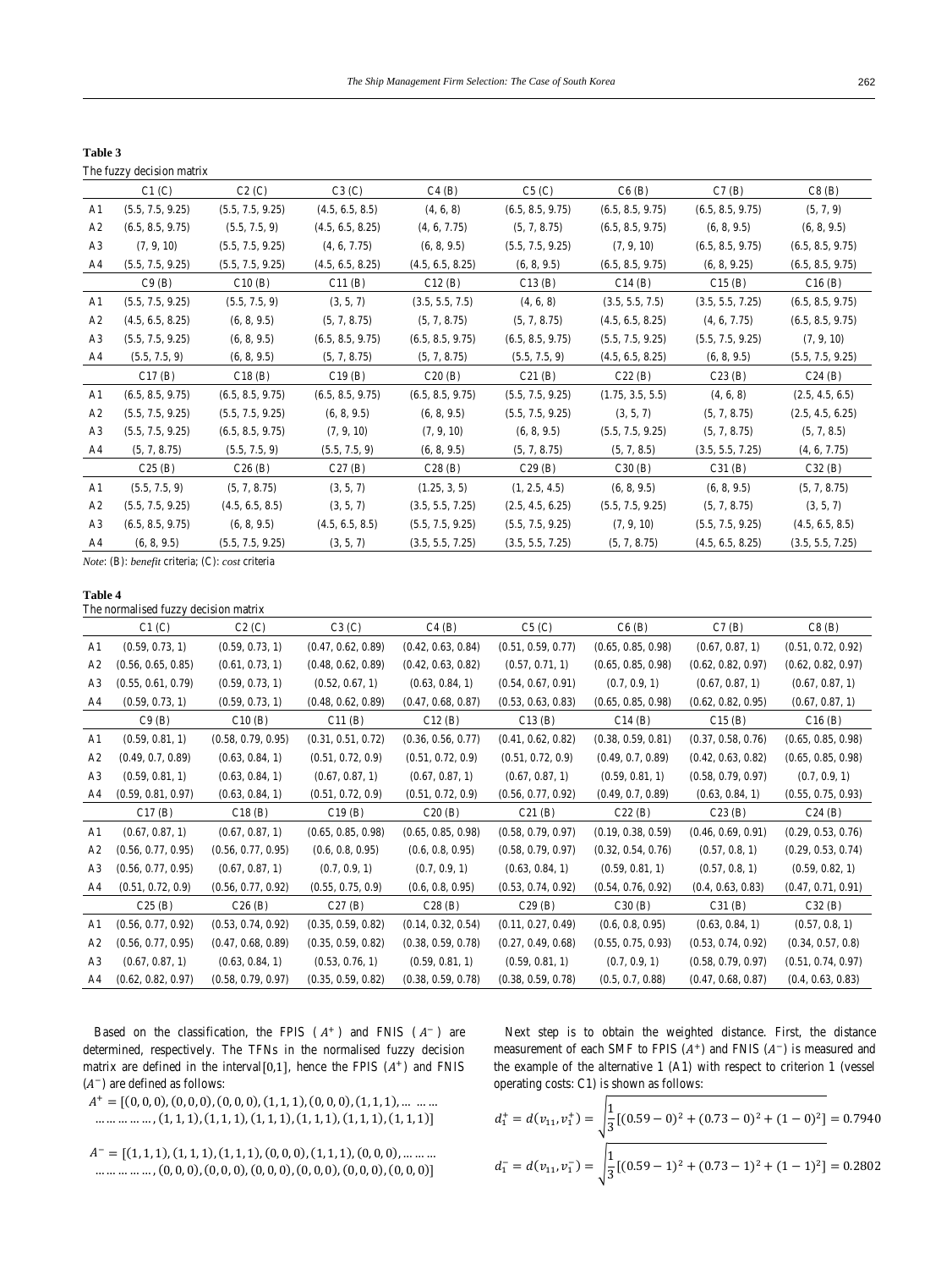**Table 3**

The fuzzy decision matrix

| | C1 (C) | C2 (C) | C3 (C) | C4 (B) | C5 (C) | C6 (B) | C7 (B) | C8 (B) |
|---|---|---|---|---|---|---|---|---|
| A1 | (5.5, 7.5, 9.25) | (5.5, 7.5, 9.25) | (4.5, 6.5, 8.5) | (4, 6, 8) | (6.5, 8.5, 9.75) | (6.5, 8.5, 9.75) | (6.5, 8.5, 9.75) | (5, 7, 9) |
| A2 | (6.5, 8.5, 9.75) | (5.5, 7.5, 9) | (4.5, 6.5, 8.25) | (4, 6, 7.75) | (5, 7, 8.75) | (6.5, 8.5, 9.75) | (6, 8, 9.5) | (6, 8, 9.5) |
| A3 | (7, 9, 10) | (5.5, 7.5, 9.25) | (4, 6, 7.75) | (6, 8, 9.5) | (5.5, 7.5, 9.25) | (7, 9, 10) | (6.5, 8.5, 9.75) | (6.5, 8.5, 9.75) |
| A4 | (5.5, 7.5, 9.25) | (5.5, 7.5, 9.25) | (4.5, 6.5, 8.25) | (4.5, 6.5, 8.25) | (6, 8, 9.5) | (6.5, 8.5, 9.75) | (6, 8, 9.25) | (6.5, 8.5, 9.75) |
| | C9 (B) | C10 (B) | C11 (B) | C12 (B) | C13 (B) | C14 (B) | C15 (B) | C16 (B) |
| A1 | (5.5, 7.5, 9.25) | (5.5, 7.5, 9) | (3, 5, 7) | (3.5, 5.5, 7.5) | (4, 6, 8) | (3.5, 5.5, 7.5) | (3.5, 5.5, 7.25) | (6.5, 8.5, 9.75) |
| A2 | (4.5, 6.5, 8.25) | (6, 8, 9.5) | (5, 7, 8.75) | (5, 7, 8.75) | (5, 7, 8.75) | (4.5, 6.5, 8.25) | (4, 6, 7.75) | (6.5, 8.5, 9.75) |
| A3 | (5.5, 7.5, 9.25) | (6, 8, 9.5) | (6.5, 8.5, 9.75) | (6.5, 8.5, 9.75) | (6.5, 8.5, 9.75) | (5.5, 7.5, 9.25) | (5.5, 7.5, 9.25) | (7, 9, 10) |
| A4 | (5.5, 7.5, 9) | (6, 8, 9.5) | (5, 7, 8.75) | (5, 7, 8.75) | (5.5, 7.5, 9) | (4.5, 6.5, 8.25) | (6, 8, 9.5) | (5.5, 7.5, 9.25) |
| | C17 (B) | C18 (B) | C19 (B) | C20 (B) | C21 (B) | C22 (B) | C23 (B) | C24 (B) |
| A1 | (6.5, 8.5, 9.75) | (6.5, 8.5, 9.75) | (6.5, 8.5, 9.75) | (6.5, 8.5, 9.75) | (5.5, 7.5, 9.25) | (1.75, 3.5, 5.5) | (4, 6, 8) | (2.5, 4.5, 6.5) |
| A2 | (5.5, 7.5, 9.25) | (5.5, 7.5, 9.25) | (6, 8, 9.5) | (6, 8, 9.5) | (5.5, 7.5, 9.25) | (3, 5, 7) | (5, 7, 8.75) | (2.5, 4.5, 6.25) |
| A3 | (5.5, 7.5, 9.25) | (6.5, 8.5, 9.75) | (7, 9, 10) | (7, 9, 10) | (6, 8, 9.5) | (5.5, 7.5, 9.25) | (5, 7, 8.75) | (5, 7, 8.5) |
| A4 | (5, 7, 8.75) | (5.5, 7.5, 9) | (5.5, 7.5, 9) | (6, 8, 9.5) | (5, 7, 8.75) | (5, 7, 8.5) | (3.5, 5.5, 7.25) | (4, 6, 7.75) |
| | C25 (B) | C26 (B) | C27 (B) | C28 (B) | C29 (B) | C30 (B) | C31 (B) | C32 (B) |
| A1 | (5.5, 7.5, 9) | (5, 7, 8.75) | (3, 5, 7) | (1.25, 3, 5) | (1, 2.5, 4.5) | (6, 8, 9.5) | (6, 8, 9.5) | (5, 7, 8.75) |
| A2 | (5.5, 7.5, 9.25) | (4.5, 6.5, 8.5) | (3, 5, 7) | (3.5, 5.5, 7.25) | (2.5, 4.5, 6.25) | (5.5, 7.5, 9.25) | (5, 7, 8.75) | (3, 5, 7) |
| A3 | (6.5, 8.5, 9.75) | (6, 8, 9.5) | (4.5, 6.5, 8.5) | (5.5, 7.5, 9.25) | (5.5, 7.5, 9.25) | (7, 9, 10) | (5.5, 7.5, 9.25) | (4.5, 6.5, 8.5) |
| A4 | (6, 8, 9.5) | (5.5, 7.5, 9.25) | (3, 5, 7) | (3.5, 5.5, 7.25) | (3.5, 5.5, 7.25) | (5, 7, 8.75) | (4.5, 6.5, 8.25) | (3.5, 5.5, 7.25) |

*Note*: (B): *benefit* criteria; (C): *cost* criteria

**Table 4**

The normalised fuzzy decision matrix

| | C1 (C) | C2 (C) | C3 (C) | C4 (B) | C5 (C) | C6 (B) | C7 (B) | C8 (B) |
|---|---|---|---|---|---|---|---|---|
| A1 | (0.59, 0.73, 1) | (0.59, 0.73, 1) | (0.47, 0.62, 0.89) | (0.42, 0.63, 0.84) | (0.51, 0.59, 0.77) | (0.65, 0.85, 0.98) | (0.67, 0.87, 1) | (0.51, 0.72, 0.92) |
| A2 | (0.56, 0.65, 0.85) | (0.61, 0.73, 1) | (0.48, 0.62, 0.89) | (0.42, 0.63, 0.82) | (0.57, 0.71, 1) | (0.65, 0.85, 0.98) | (0.62, 0.82, 0.97) | (0.62, 0.82, 0.97) |
| A3 | (0.55, 0.61, 0.79) | (0.59, 0.73, 1) | (0.52, 0.67, 1) | (0.63, 0.84, 1) | (0.54, 0.67, 0.91) | (0.7, 0.9, 1) | (0.67, 0.87, 1) | (0.67, 0.87, 1) |
| A4 | (0.59, 0.73, 1) | (0.59, 0.73, 1) | (0.48, 0.62, 0.89) | (0.47, 0.68, 0.87) | (0.53, 0.63, 0.83) | (0.65, 0.85, 0.98) | (0.62, 0.82, 0.95) | (0.67, 0.87, 1) |
| | C9 (B) | C10 (B) | C11 (B) | C12 (B) | C13 (B) | C14 (B) | C15 (B) | C16 (B) |
| A1 | (0.59, 0.81, 1) | (0.58, 0.79, 0.95) | (0.31, 0.51, 0.72) | (0.36, 0.56, 0.77) | (0.41, 0.62, 0.82) | (0.38, 0.59, 0.81) | (0.37, 0.58, 0.76) | (0.65, 0.85, 0.98) |
| A2 | (0.49, 0.7, 0.89) | (0.63, 0.84, 1) | (0.51, 0.72, 0.9) | (0.51, 0.72, 0.9) | (0.51, 0.72, 0.9) | (0.49, 0.7, 0.89) | (0.42, 0.63, 0.82) | (0.65, 0.85, 0.98) |
| A3 | (0.59, 0.81, 1) | (0.63, 0.84, 1) | (0.67, 0.87, 1) | (0.67, 0.87, 1) | (0.67, 0.87, 1) | (0.59, 0.81, 1) | (0.58, 0.79, 0.97) | (0.7, 0.9, 1) |
| A4 | (0.59, 0.81, 0.97) | (0.63, 0.84, 1) | (0.51, 0.72, 0.9) | (0.51, 0.72, 0.9) | (0.56, 0.77, 0.92) | (0.49, 0.7, 0.89) | (0.63, 0.84, 1) | (0.55, 0.75, 0.93) |
| | C17 (B) | C18 (B) | C19 (B) | C20 (B) | C21 (B) | C22 (B) | C23 (B) | C24 (B) |
| A1 | (0.67, 0.87, 1) | (0.67, 0.87, 1) | (0.65, 0.85, 0.98) | (0.65, 0.85, 0.98) | (0.58, 0.79, 0.97) | (0.19, 0.38, 0.59) | (0.46, 0.69, 0.91) | (0.29, 0.53, 0.76) |
| A2 | (0.56, 0.77, 0.95) | (0.56, 0.77, 0.95) | (0.6, 0.8, 0.95) | (0.6, 0.8, 0.95) | (0.58, 0.79, 0.97) | (0.32, 0.54, 0.76) | (0.57, 0.8, 1) | (0.29, 0.53, 0.74) |
| A3 | (0.56, 0.77, 0.95) | (0.67, 0.87, 1) | (0.7, 0.9, 1) | (0.7, 0.9, 1) | (0.63, 0.84, 1) | (0.59, 0.81, 1) | (0.57, 0.8, 1) | (0.59, 0.82, 1) |
| A4 | (0.51, 0.72, 0.9) | (0.56, 0.77, 0.92) | (0.55, 0.75, 0.9) | (0.6, 0.8, 0.95) | (0.53, 0.74, 0.92) | (0.54, 0.76, 0.92) | (0.4, 0.63, 0.83) | (0.47, 0.71, 0.91) |
| | C25 (B) | C26 (B) | C27 (B) | C28 (B) | C29 (B) | C30 (B) | C31 (B) | C32 (B) |
| A1 | (0.56, 0.77, 0.92) | (0.53, 0.74, 0.92) | (0.35, 0.59, 0.82) | (0.14, 0.32, 0.54) | (0.11, 0.27, 0.49) | (0.6, 0.8, 0.95) | (0.63, 0.84, 1) | (0.57, 0.8, 1) |
| A2 | (0.56, 0.77, 0.95) | (0.47, 0.68, 0.89) | (0.35, 0.59, 0.82) | (0.38, 0.59, 0.78) | (0.27, 0.49, 0.68) | (0.55, 0.75, 0.93) | (0.53, 0.74, 0.92) | (0.34, 0.57, 0.8) |
| A3 | (0.67, 0.87, 1) | (0.63, 0.84, 1) | (0.53, 0.76, 1) | (0.59, 0.81, 1) | (0.59, 0.81, 1) | (0.7, 0.9, 1) | (0.58, 0.79, 0.97) | (0.51, 0.74, 0.97) |
| A4 | (0.62, 0.82, 0.97) | (0.58, 0.79, 0.97) | (0.35, 0.59, 0.82) | (0.38, 0.59, 0.78) | (0.38, 0.59, 0.78) | (0.5, 0.7, 0.88) | (0.47, 0.68, 0.87) | (0.4, 0.63, 0.83) |

Based on the classification, the FPIS ($A^+$) and FNIS ($A^-$) are determined, respectively. The TFNs in the normalised fuzzy decision matrix are defined in the interval[0,1], hence the FPIS ($A^+$) and FNIS ($A^-$) are defined as follows:

$$A^+ = [(0,0,0),(0,0,0),(0,0,0),(1,1,1),(0,0,0),(1,1,1),\ldots\ldots \ldots\ldots\ldots\ldots,(1,1,1),(1,1,1),(1,1,1),(1,1,1),(1,1,1),(1,1,1)]$$

$$A^- = [(1,1,1),(1,1,1),(1,1,1),(0,0,0),(1,1,1),(0,0,0),\ldots\ldots \ldots\ldots\ldots\ldots,(0,0,0),(0,0,0),(0,0,0),(0,0,0),(0,0,0),(0,0,0)]$$

Next step is to obtain the weighted distance. First, the distance measurement of each SMF to FPIS ($A^+$) and FNIS ($A^-$) is measured and the example of the alternative 1 (A1) with respect to criterion 1 (vessel operating costs: C1) is shown as follows:

$$d_1^+ = d(v_{11}, v_1^+) = \sqrt{\frac{1}{3}[(0.59-0)^2 + (0.73-0)^2 + (1-0)^2]} = 0.7940$$

$$d_1^- = d(v_{11}, v_1^-) = \sqrt{\frac{1}{3}[(0.59-1)^2 + (0.73-1)^2 + (1-1)^2]} = 0.2802$$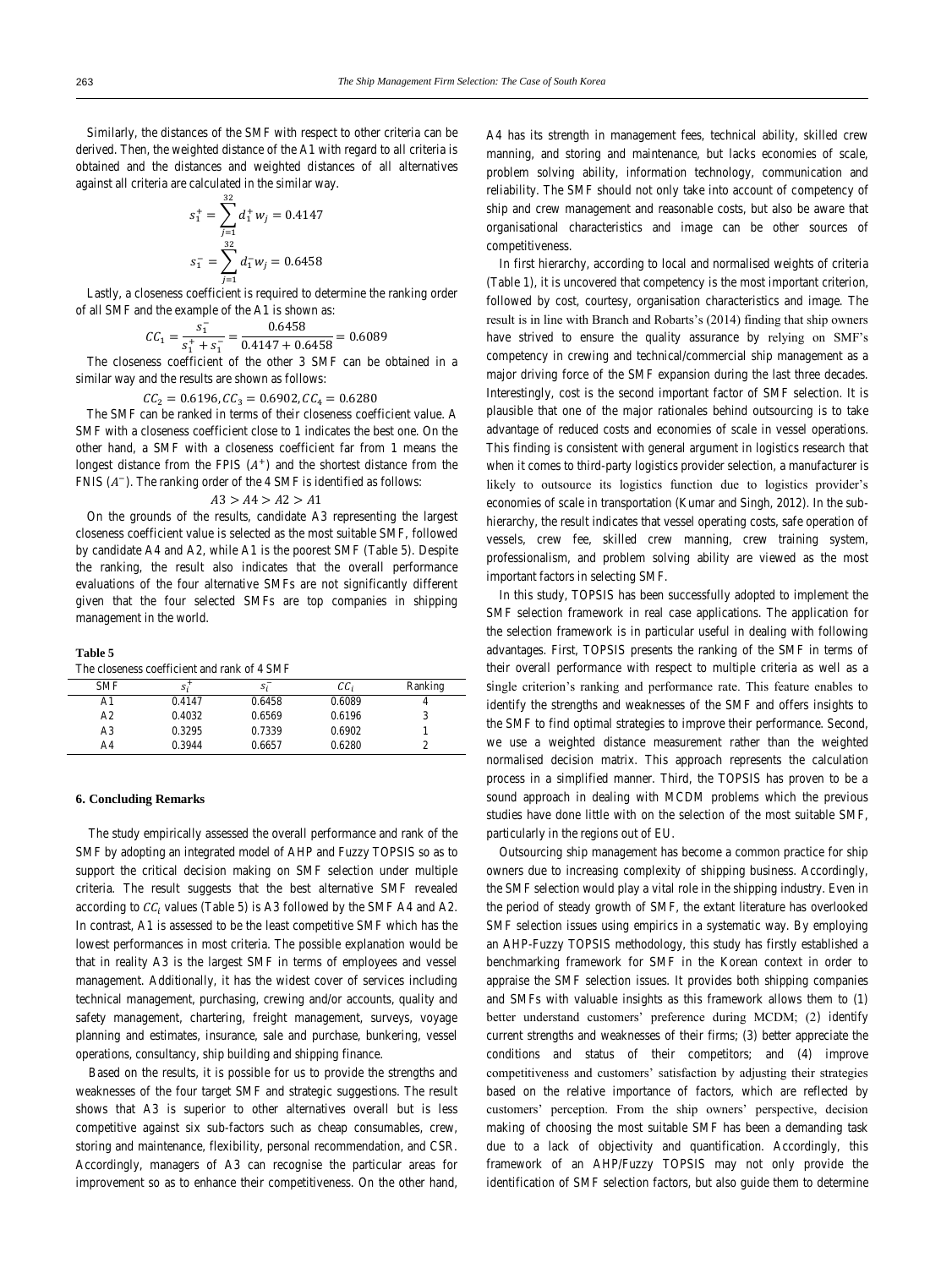Similarly, the distances of the SMF with respect to other criteria can be derived. Then, the weighted distance of the A1 with regard to all criteria is obtained and the distances and weighted distances of all alternatives against all criteria are calculated in the similar way.

$$s_1^+ = \sum_{j=1}^{32} d_1^+ w_j = 0.4147$$

$$s_1^- = \sum_{j=1}^{32} d_1^- w_j = 0.6458$$

Lastly, a closeness coefficient is required to determine the ranking order of all SMF and the example of the A1 is shown as:

$$CC_1 = \frac{s_1^-}{s_1^+ + s_1^-} = \frac{0.6458}{0.4147 + 0.6458} = 0.6089$$

The closeness coefficient of the other 3 SMF can be obtained in a similar way and the results are shown as follows:

$$CC_2 = 0.6196, CC_3 = 0.6902, CC_4 = 0.6280$$

The SMF can be ranked in terms of their closeness coefficient value. A SMF with a closeness coefficient close to 1 indicates the best one. On the other hand, a SMF with a closeness coefficient far from 1 means the longest distance from the FPIS ($A^+$) and the shortest distance from the FNIS ($A^-$). The ranking order of the 4 SMF is identified as follows:

$$A3 > A4 > A2 > A1$$

On the grounds of the results, candidate A3 representing the largest closeness coefficient value is selected as the most suitable SMF, followed by candidate A4 and A2, while A1 is the poorest SMF (Table 5). Despite the ranking, the result also indicates that the overall performance evaluations of the four alternative SMFs are not significantly different given that the four selected SMFs are top companies in shipping management in the world.

**Table 5**
The closeness coefficient and rank of 4 SMF

| SMF | $s_i^+$ | $s_i^-$ | $CC_i$ | Ranking |
|---|---|---|---|---|
| A1 | 0.4147 | 0.6458 | 0.6089 | 4 |
| A2 | 0.4032 | 0.6569 | 0.6196 | 3 |
| A3 | 0.3295 | 0.7339 | 0.6902 | 1 |
| A4 | 0.3944 | 0.6657 | 0.6280 | 2 |

## 6. Concluding Remarks

The study empirically assessed the overall performance and rank of the SMF by adopting an integrated model of AHP and Fuzzy TOPSIS so as to support the critical decision making on SMF selection under multiple criteria. The result suggests that the best alternative SMF revealed according to $CC_i$ values (Table 5) is A3 followed by the SMF A4 and A2. In contrast, A1 is assessed to be the least competitive SMF which has the lowest performances in most criteria. The possible explanation would be that in reality A3 is the largest SMF in terms of employees and vessel management. Additionally, it has the widest cover of services including technical management, purchasing, crewing and/or accounts, quality and safety management, chartering, freight management, surveys, voyage planning and estimates, insurance, sale and purchase, bunkering, vessel operations, consultancy, ship building and shipping finance.

Based on the results, it is possible for us to provide the strengths and weaknesses of the four target SMF and strategic suggestions. The result shows that A3 is superior to other alternatives overall but is less competitive against six sub-factors such as cheap consumables, crew, storing and maintenance, flexibility, personal recommendation, and CSR. Accordingly, managers of A3 can recognise the particular areas for improvement so as to enhance their competitiveness. On the other hand, A4 has its strength in management fees, technical ability, skilled crew manning, and storing and maintenance, but lacks economies of scale, problem solving ability, information technology, communication and reliability. The SMF should not only take into account of competency of ship and crew management and reasonable costs, but also be aware that organisational characteristics and image can be other sources of competitiveness.

In first hierarchy, according to local and normalised weights of criteria (Table 1), it is uncovered that competency is the most important criterion, followed by cost, courtesy, organisation characteristics and image. The result is in line with Branch and Robarts's (2014) finding that ship owners have strived to ensure the quality assurance by relying on SMF's competency in crewing and technical/commercial ship management as a major driving force of the SMF expansion during the last three decades. Interestingly, cost is the second important factor of SMF selection. It is plausible that one of the major rationales behind outsourcing is to take advantage of reduced costs and economies of scale in vessel operations. This finding is consistent with general argument in logistics research that when it comes to third-party logistics provider selection, a manufacturer is likely to outsource its logistics function due to logistics provider's economies of scale in transportation (Kumar and Singh, 2012). In the sub-hierarchy, the result indicates that vessel operating costs, safe operation of vessels, crew fee, skilled crew manning, crew training system, professionalism, and problem solving ability are viewed as the most important factors in selecting SMF.

In this study, TOPSIS has been successfully adopted to implement the SMF selection framework in real case applications. The application for the selection framework is in particular useful in dealing with following advantages. First, TOPSIS presents the ranking of the SMF in terms of their overall performance with respect to multiple criteria as well as a single criterion's ranking and performance rate. This feature enables to identify the strengths and weaknesses of the SMF and offers insights to the SMF to find optimal strategies to improve their performance. Second, we use a weighted distance measurement rather than the weighted normalised decision matrix. This approach represents the calculation process in a simplified manner. Third, the TOPSIS has proven to be a sound approach in dealing with MCDM problems which the previous studies have done little with on the selection of the most suitable SMF, particularly in the regions out of EU.

Outsourcing ship management has become a common practice for ship owners due to increasing complexity of shipping business. Accordingly, the SMF selection would play a vital role in the shipping industry. Even in the period of steady growth of SMF, the extant literature has overlooked SMF selection issues using empirics in a systematic way. By employing an AHP-Fuzzy TOPSIS methodology, this study has firstly established a benchmarking framework for SMF in the Korean context in order to appraise the SMF selection issues. It provides both shipping companies and SMFs with valuable insights as this framework allows them to (1) better understand customers' preference during MCDM; (2) identify current strengths and weaknesses of their firms; (3) better appreciate the conditions and status of their competitors; and (4) improve competitiveness and customers' satisfaction by adjusting their strategies based on the relative importance of factors, which are reflected by customers' perception. From the ship owners' perspective, decision making of choosing the most suitable SMF has been a demanding task due to a lack of objectivity and quantification. Accordingly, this framework of an AHP/Fuzzy TOPSIS may not only provide the identification of SMF selection factors, but also guide them to determine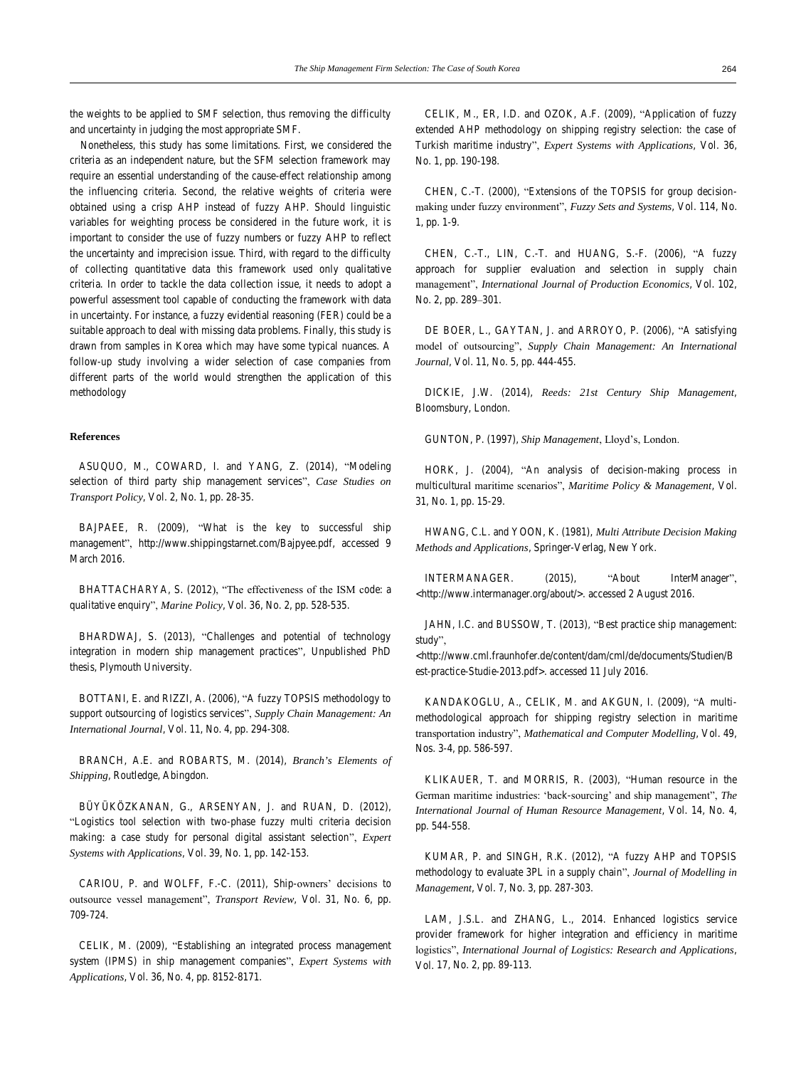the weights to be applied to SMF selection, thus removing the difficulty and uncertainty in judging the most appropriate SMF.

Nonetheless, this study has some limitations. First, we considered the criteria as an independent nature, but the SFM selection framework may require an essential understanding of the cause-effect relationship among the influencing criteria. Second, the relative weights of criteria were obtained using a crisp AHP instead of fuzzy AHP. Should linguistic variables for weighting process be considered in the future work, it is important to consider the use of fuzzy numbers or fuzzy AHP to reflect the uncertainty and imprecision issue. Third, with regard to the difficulty of collecting quantitative data this framework used only qualitative criteria. In order to tackle the data collection issue, it needs to adopt a powerful assessment tool capable of conducting the framework with data in uncertainty. For instance, a fuzzy evidential reasoning (FER) could be a suitable approach to deal with missing data problems. Finally, this study is drawn from samples in Korea which may have some typical nuances. A follow-up study involving a wider selection of case companies from different parts of the world would strengthen the application of this methodology

## References

ASUQUO, M., COWARD, I. and YANG, Z. (2014), "Modeling selection of third party ship management services", *Case Studies on Transport Policy*, Vol. 2, No. 1, pp. 28-35.

BAJPAEE, R. (2009), "What is the key to successful ship management", http://www.shippingstarnet.com/Bajpyee.pdf, accessed 9 March 2016.

BHATTACHARYA, S. (2012), "The effectiveness of the ISM code: a qualitative enquiry", *Marine Policy*, Vol. 36, No. 2, pp. 528-535.

BHARDWAJ, S. (2013), "Challenges and potential of technology integration in modern ship management practices", Unpublished PhD thesis, Plymouth University.

BOTTANI, E. and RIZZI, A. (2006), "A fuzzy TOPSIS methodology to support outsourcing of logistics services", *Supply Chain Management: An International Journal*, Vol. 11, No. 4, pp. 294-308.

BRANCH, A.E. and ROBARTS, M. (2014), *Branch's Elements of Shipping*, Routledge, Abingdon.

BÜYÜKÖZKANAN, G., ARSENYAN, J. and RUAN, D. (2012), "Logistics tool selection with two-phase fuzzy multi criteria decision making: a case study for personal digital assistant selection", *Expert Systems with Applications*, Vol. 39, No. 1, pp. 142-153.

CARIOU, P. and WOLFF, F.-C. (2011), Ship-owners' decisions to outsource vessel management", *Transport Review*, Vol. 31, No. 6, pp. 709-724.

CELIK, M. (2009), "Establishing an integrated process management system (IPMS) in ship management companies", *Expert Systems with Applications*, Vol. 36, No. 4, pp. 8152-8171.

CELIK, M., ER, I.D. and OZOK, A.F. (2009), "Application of fuzzy extended AHP methodology on shipping registry selection: the case of Turkish maritime industry", *Expert Systems with Applications*, Vol. 36, No. 1, pp. 190-198.

CHEN, C.-T. (2000), "Extensions of the TOPSIS for group decision-making under fuzzy environment", *Fuzzy Sets and Systems*, Vol. 114, No. 1, pp. 1-9.

CHEN, C.-T., LIN, C.-T. and HUANG, S.-F. (2006), "A fuzzy approach for supplier evaluation and selection in supply chain management", *International Journal of Production Economics*, Vol. 102, No. 2, pp. 289–301.

DE BOER, L., GAYTAN, J. and ARROYO, P. (2006), "A satisfying model of outsourcing", *Supply Chain Management: An International Journal*, Vol. 11, No. 5, pp. 444-455.

DICKIE, J.W. (2014), *Reeds: 21st Century Ship Management*, Bloomsbury, London.

GUNTON, P. (1997), *Ship Management*, Lloyd's, London.

HORK, J. (2004), "An analysis of decision-making process in multicultural maritime scenarios", *Maritime Policy & Management*, Vol. 31, No. 1, pp. 15-29.

HWANG, C.L. and YOON, K. (1981), *Multi Attribute Decision Making Methods and Applications*, Springer-Verlag, New York.

INTERMANAGER. (2015), "About InterManager", <http://www.intermanager.org/about/>. accessed 2 August 2016.

JAHN, I.C. and BUSSOW, T. (2013), "Best practice ship management: study", <http://www.cml.fraunhofer.de/content/dam/cml/de/documents/Studien/Best-practice-Studie-2013.pdf>. accessed 11 July 2016.

KANDAKOGLU, A., CELIK, M. and AKGUN, I. (2009), "A multi-methodological approach for shipping registry selection in maritime transportation industry", *Mathematical and Computer Modelling*, Vol. 49, Nos. 3-4, pp. 586-597.

KLIKAUER, T. and MORRIS, R. (2003), "Human resource in the German maritime industries: 'back-sourcing' and ship management", *The International Journal of Human Resource Management*, Vol. 14, No. 4, pp. 544-558.

KUMAR, P. and SINGH, R.K. (2012), "A fuzzy AHP and TOPSIS methodology to evaluate 3PL in a supply chain", *Journal of Modelling in Management*, Vol. 7, No. 3, pp. 287-303.

LAM, J.S.L. and ZHANG, L., 2014. Enhanced logistics service provider framework for higher integration and efficiency in maritime logistics", *International Journal of Logistics: Research and Applications*, Vol. 17, No. 2, pp. 89-113.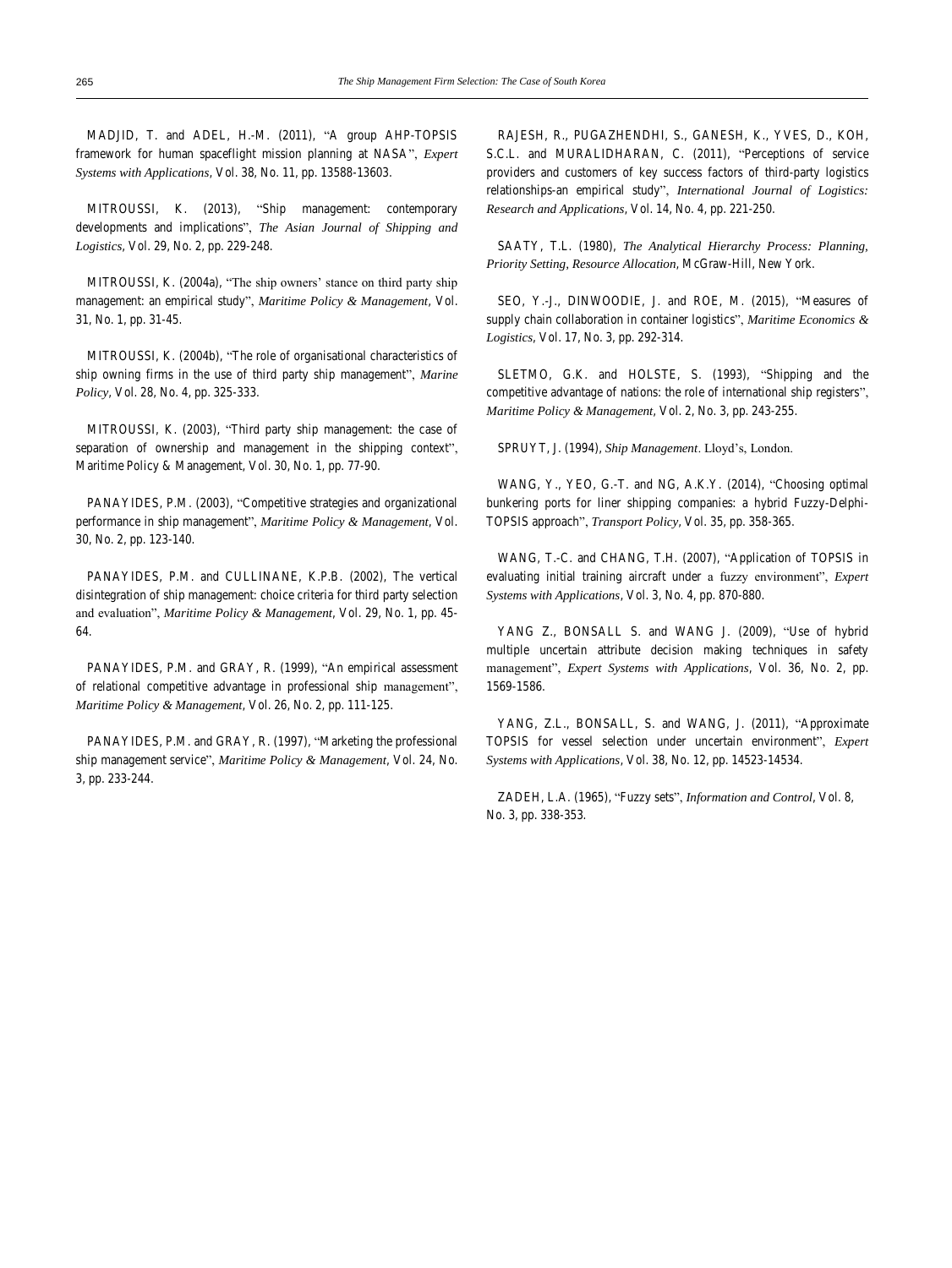MADJID, T. and ADEL, H.-M. (2011), "A group AHP-TOPSIS framework for human spaceflight mission planning at NASA", *Expert Systems with Applications*, Vol. 38, No. 11, pp. 13588-13603.

MITROUSSI, K. (2013), "Ship management: contemporary developments and implications", *The Asian Journal of Shipping and Logistics*, Vol. 29, No. 2, pp. 229-248.

MITROUSSI, K. (2004a), "The ship owners' stance on third party ship management: an empirical study", *Maritime Policy & Management*, Vol. 31, No. 1, pp. 31-45.

MITROUSSI, K. (2004b), "The role of organisational characteristics of ship owning firms in the use of third party ship management", *Marine Policy*, Vol. 28, No. 4, pp. 325-333.

MITROUSSI, K. (2003), "Third party ship management: the case of separation of ownership and management in the shipping context", Maritime Policy & Management, Vol. 30, No. 1, pp. 77-90.

PANAYIDES, P.M. (2003), "Competitive strategies and organizational performance in ship management", *Maritime Policy & Management*, Vol. 30, No. 2, pp. 123-140.

PANAYIDES, P.M. and CULLINANE, K.P.B. (2002), The vertical disintegration of ship management: choice criteria for third party selection and evaluation", *Maritime Policy & Management*, Vol. 29, No. 1, pp. 45-64.

PANAYIDES, P.M. and GRAY, R. (1999), "An empirical assessment of relational competitive advantage in professional ship management", *Maritime Policy & Management*, Vol. 26, No. 2, pp. 111-125.

PANAYIDES, P.M. and GRAY, R. (1997), "Marketing the professional ship management service", *Maritime Policy & Management*, Vol. 24, No. 3, pp. 233-244.

RAJESH, R., PUGAZHENDHI, S., GANESH, K., YVES, D., KOH, S.C.L. and MURALIDHARAN, C. (2011), "Perceptions of service providers and customers of key success factors of third-party logistics relationships-an empirical study", *International Journal of Logistics: Research and Applications*, Vol. 14, No. 4, pp. 221-250.

SAATY, T.L. (1980), *The Analytical Hierarchy Process: Planning, Priority Setting, Resource Allocation*, McGraw-Hill, New York.

SEO, Y.-J., DINWOODIE, J. and ROE, M. (2015), "Measures of supply chain collaboration in container logistics", *Maritime Economics & Logistics*, Vol. 17, No. 3, pp. 292-314.

SLETMO, G.K. and HOLSTE, S. (1993), "Shipping and the competitive advantage of nations: the role of international ship registers", *Maritime Policy & Management*, Vol. 2, No. 3, pp. 243-255.

SPRUYT, J. (1994), *Ship Management*. Lloyd's, London.

WANG, Y., YEO, G.-T. and NG, A.K.Y. (2014), "Choosing optimal bunkering ports for liner shipping companies: a hybrid Fuzzy-Delphi-TOPSIS approach", *Transport Policy*, Vol. 35, pp. 358-365.

WANG, T.-C. and CHANG, T.H. (2007), "Application of TOPSIS in evaluating initial training aircraft under a fuzzy environment", *Expert Systems with Applications*, Vol. 3, No. 4, pp. 870-880.

YANG Z., BONSALL S. and WANG J. (2009), "Use of hybrid multiple uncertain attribute decision making techniques in safety management", *Expert Systems with Applications*, Vol. 36, No. 2, pp. 1569-1586.

YANG, Z.L., BONSALL, S. and WANG, J. (2011), "Approximate TOPSIS for vessel selection under uncertain environment", *Expert Systems with Applications*, Vol. 38, No. 12, pp. 14523-14534.

ZADEH, L.A. (1965), "Fuzzy sets", *Information and Control*, Vol. 8, No. 3, pp. 338-353.